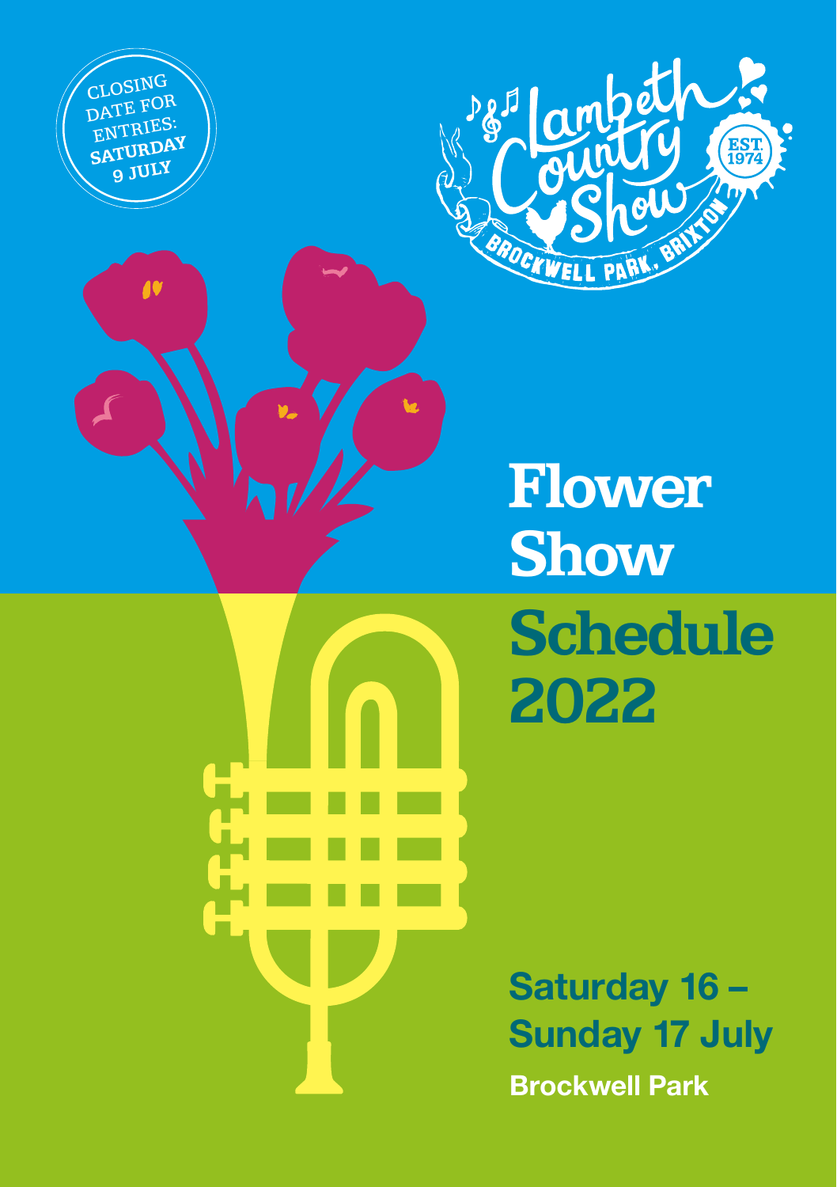CLOSING DATE FOR ENTRIES: **SATURDAY 9 JULY**

Lambeth Country Show

EST. 1974

BROCKWELL PARK, BRIXTON

# Flower Show Schedule 2022

## Saturday 16 – Sunday 17 July

**Brockwell Park**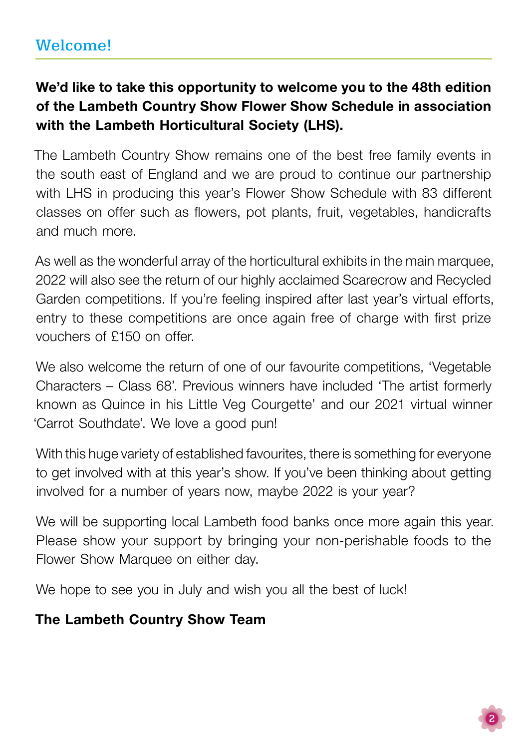## Welcome!

**We'd like to take this opportunity to welcome you to the 48th edition of the Lambeth Country Show Flower Show Schedule in association with the Lambeth Horticultural Society (LHS).**

The Lambeth Country Show remains one of the best free family events in the south east of England and we are proud to continue our partnership with LHS in producing this year's Flower Show Schedule with 83 different classes on offer such as flowers, pot plants, fruit, vegetables, handicrafts and much more.

As well as the wonderful array of the horticultural exhibits in the main marquee, 2022 will also see the return of our highly acclaimed Scarecrow and Recycled Garden competitions. If you're feeling inspired after last year's virtual efforts, entry to these competitions are once again free of charge with first prize vouchers of £150 on offer.

We also welcome the return of one of our favourite competitions, 'Vegetable Characters – Class 68'. Previous winners have included 'The artist formerly known as Quince in his Little Veg Courgette' and our 2021 virtual winner 'Carrot Southdate'. We love a good pun!

With this huge variety of established favourites, there is something for everyone to get involved with at this year's show. If you've been thinking about getting involved for a number of years now, maybe 2022 is your year?

We will be supporting local Lambeth food banks once more again this year. Please show your support by bringing your non-perishable foods to the Flower Show Marquee on either day.

We hope to see you in July and wish you all the best of luck!

**The Lambeth Country Show Team**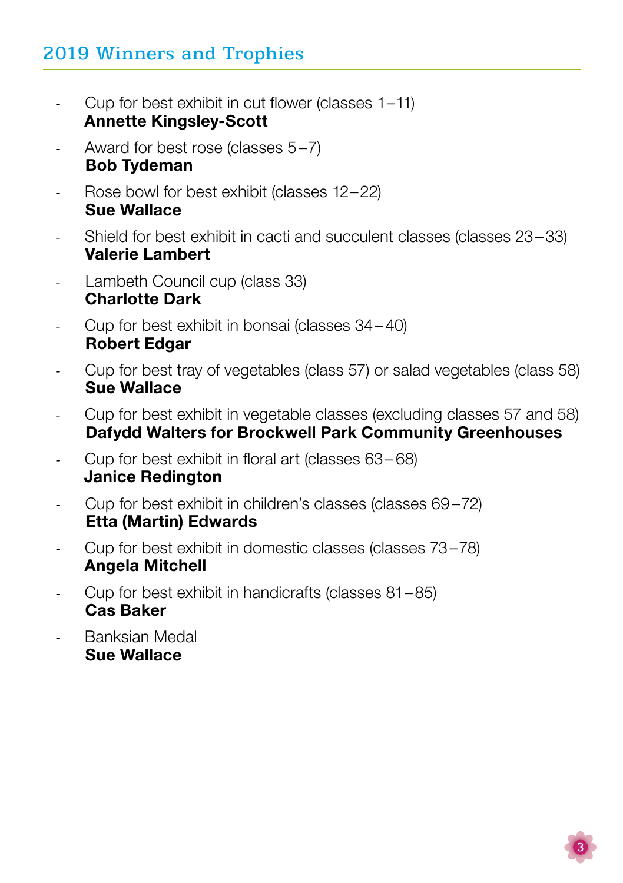## 2019 Winners and Trophies

- Cup for best exhibit in cut flower (classes 1–11)
  **Annette Kingsley-Scott**
- Award for best rose (classes 5–7)
  **Bob Tydeman**
- Rose bowl for best exhibit (classes 12–22)
  **Sue Wallace**
- Shield for best exhibit in cacti and succulent classes (classes 23–33)
  **Valerie Lambert**
- Lambeth Council cup (class 33)
  **Charlotte Dark**
- Cup for best exhibit in bonsai (classes 34–40)
  **Robert Edgar**
- Cup for best tray of vegetables (class 57) or salad vegetables (class 58)
  **Sue Wallace**
- Cup for best exhibit in vegetable classes (excluding classes 57 and 58)
  **Dafydd Walters for Brockwell Park Community Greenhouses**
- Cup for best exhibit in floral art (classes 63–68)
  **Janice Redington**
- Cup for best exhibit in children's classes (classes 69–72)
  **Etta (Martin) Edwards**
- Cup for best exhibit in domestic classes (classes 73–78)
  **Angela Mitchell**
- Cup for best exhibit in handicrafts (classes 81–85)
  **Cas Baker**
- Banksian Medal
  **Sue Wallace**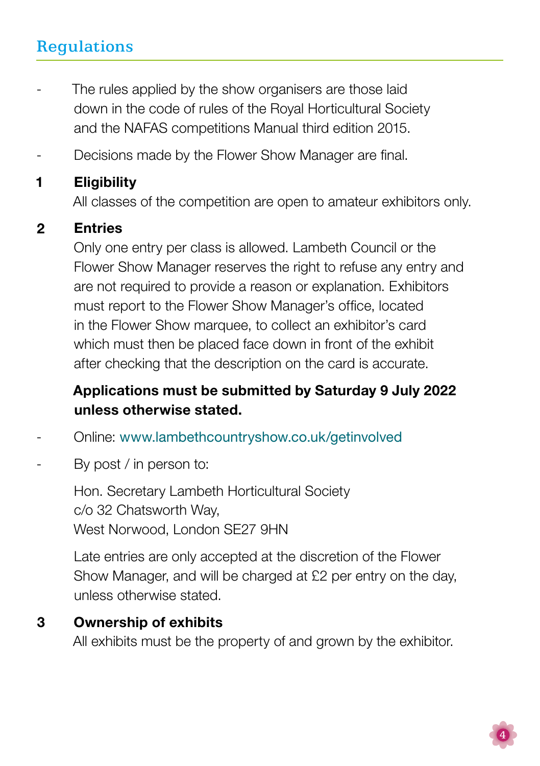## Regulations

- The rules applied by the show organisers are those laid down in the code of rules of the Royal Horticultural Society and the NAFAS competitions Manual third edition 2015.
- Decisions made by the Flower Show Manager are final.

**1 Eligibility**

All classes of the competition are open to amateur exhibitors only.

**2 Entries**

Only one entry per class is allowed. Lambeth Council or the Flower Show Manager reserves the right to refuse any entry and are not required to provide a reason or explanation. Exhibitors must report to the Flower Show Manager's office, located in the Flower Show marquee, to collect an exhibitor's card which must then be placed face down in front of the exhibit after checking that the description on the card is accurate.

**Applications must be submitted by Saturday 9 July 2022 unless otherwise stated.**

- Online: www.lambethcountryshow.co.uk/getinvolved
- By post / in person to:

Hon. Secretary Lambeth Horticultural Society
c/o 32 Chatsworth Way,
West Norwood, London SE27 9HN

Late entries are only accepted at the discretion of the Flower Show Manager, and will be charged at £2 per entry on the day, unless otherwise stated.

**3 Ownership of exhibits**

All exhibits must be the property of and grown by the exhibitor.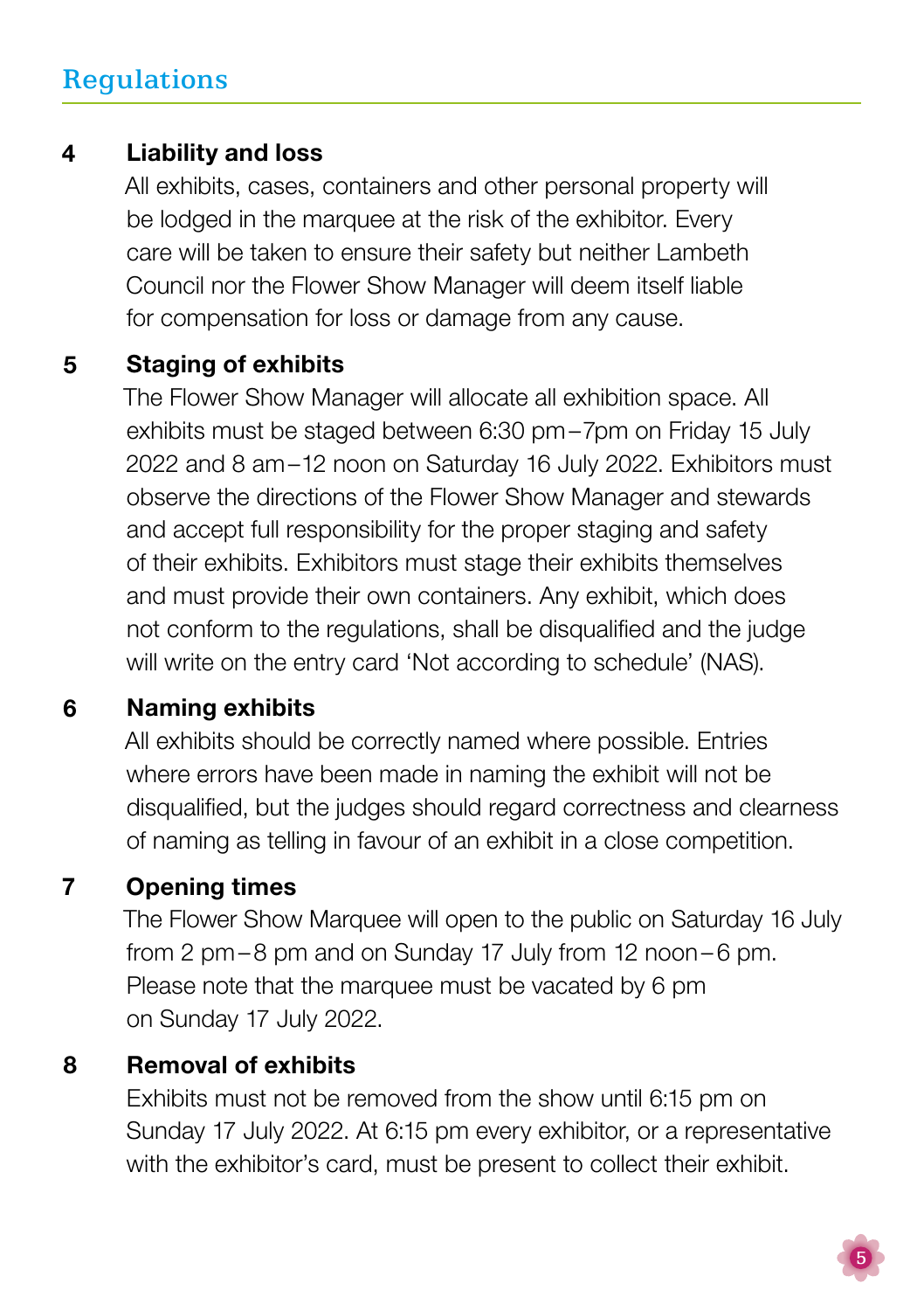# Regulations

**4 Liability and loss**

All exhibits, cases, containers and other personal property will be lodged in the marquee at the risk of the exhibitor. Every care will be taken to ensure their safety but neither Lambeth Council nor the Flower Show Manager will deem itself liable for compensation for loss or damage from any cause.

**5 Staging of exhibits**

The Flower Show Manager will allocate all exhibition space. All exhibits must be staged between 6:30 pm–7pm on Friday 15 July 2022 and 8 am–12 noon on Saturday 16 July 2022. Exhibitors must observe the directions of the Flower Show Manager and stewards and accept full responsibility for the proper staging and safety of their exhibits. Exhibitors must stage their exhibits themselves and must provide their own containers. Any exhibit, which does not conform to the regulations, shall be disqualified and the judge will write on the entry card 'Not according to schedule' (NAS).

**6 Naming exhibits**

All exhibits should be correctly named where possible. Entries where errors have been made in naming the exhibit will not be disqualified, but the judges should regard correctness and clearness of naming as telling in favour of an exhibit in a close competition.

**7 Opening times**

The Flower Show Marquee will open to the public on Saturday 16 July from 2 pm–8 pm and on Sunday 17 July from 12 noon–6 pm. Please note that the marquee must be vacated by 6 pm on Sunday 17 July 2022.

**8 Removal of exhibits**

Exhibits must not be removed from the show until 6:15 pm on Sunday 17 July 2022. At 6:15 pm every exhibitor, or a representative with the exhibitor's card, must be present to collect their exhibit.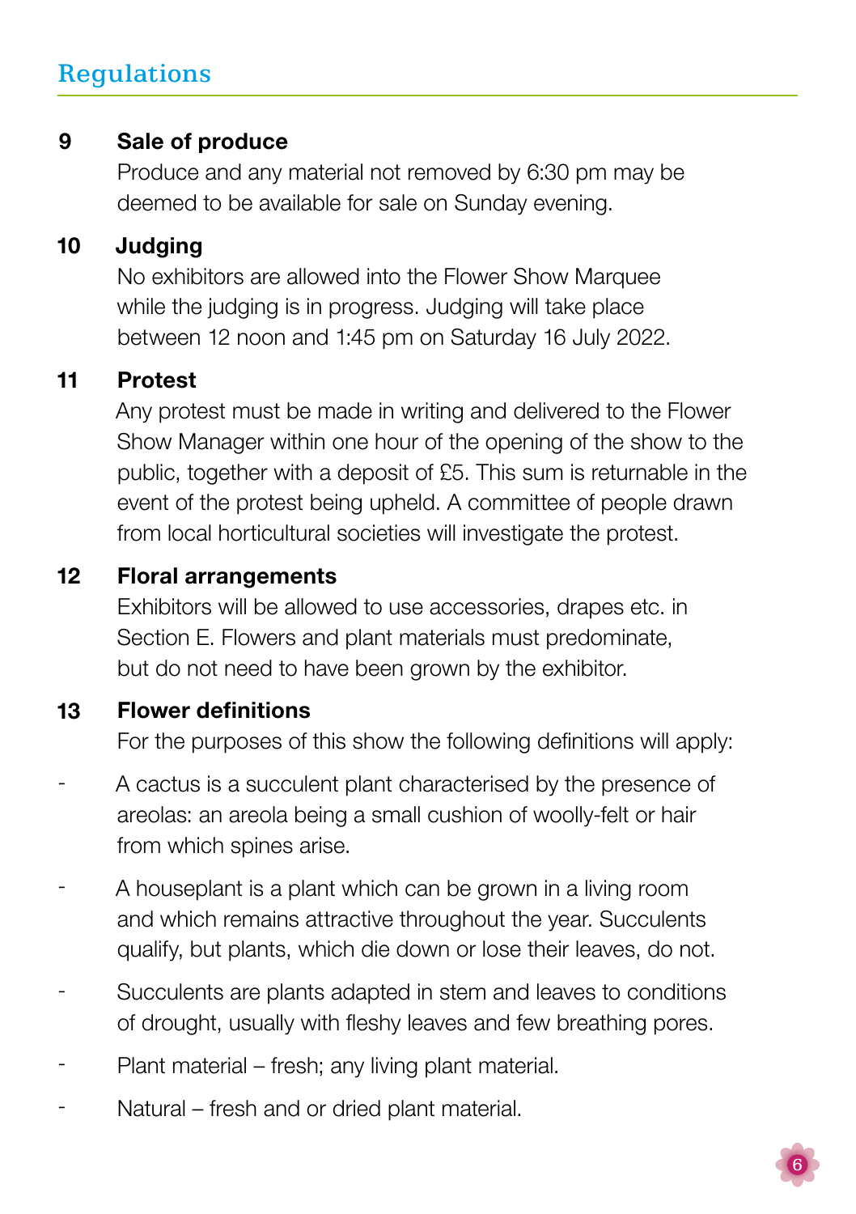## Regulations

### 9 Sale of produce

Produce and any material not removed by 6:30 pm may be deemed to be available for sale on Sunday evening.

### 10 Judging

No exhibitors are allowed into the Flower Show Marquee while the judging is in progress. Judging will take place between 12 noon and 1:45 pm on Saturday 16 July 2022.

### 11 Protest

Any protest must be made in writing and delivered to the Flower Show Manager within one hour of the opening of the show to the public, together with a deposit of £5. This sum is returnable in the event of the protest being upheld. A committee of people drawn from local horticultural societies will investigate the protest.

### 12 Floral arrangements

Exhibitors will be allowed to use accessories, drapes etc. in Section E. Flowers and plant materials must predominate, but do not need to have been grown by the exhibitor.

### 13 Flower definitions

For the purposes of this show the following definitions will apply:

- A cactus is a succulent plant characterised by the presence of areolas: an areola being a small cushion of woolly-felt or hair from which spines arise.
- A houseplant is a plant which can be grown in a living room and which remains attractive throughout the year. Succulents qualify, but plants, which die down or lose their leaves, do not.
- Succulents are plants adapted in stem and leaves to conditions of drought, usually with fleshy leaves and few breathing pores.
- Plant material – fresh; any living plant material.
- Natural – fresh and or dried plant material.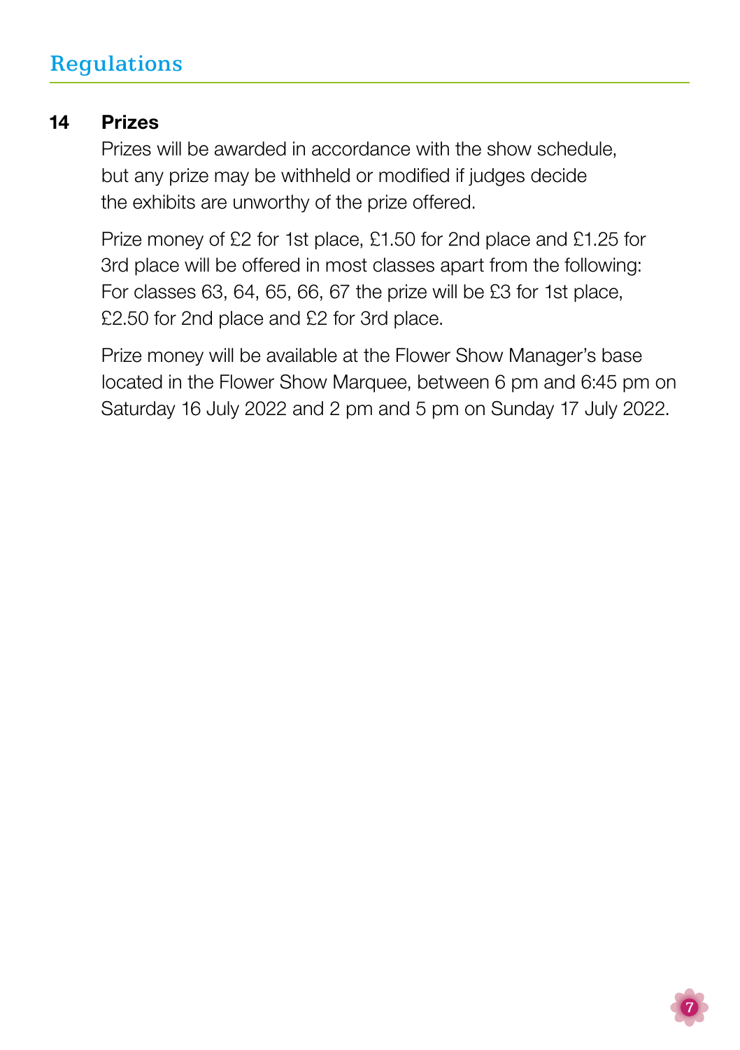## Regulations

### 14 Prizes

Prizes will be awarded in accordance with the show schedule, but any prize may be withheld or modified if judges decide the exhibits are unworthy of the prize offered.

Prize money of £2 for 1st place, £1.50 for 2nd place and £1.25 for 3rd place will be offered in most classes apart from the following: For classes 63, 64, 65, 66, 67 the prize will be £3 for 1st place, £2.50 for 2nd place and £2 for 3rd place.

Prize money will be available at the Flower Show Manager's base located in the Flower Show Marquee, between 6 pm and 6:45 pm on Saturday 16 July 2022 and 2 pm and 5 pm on Sunday 17 July 2022.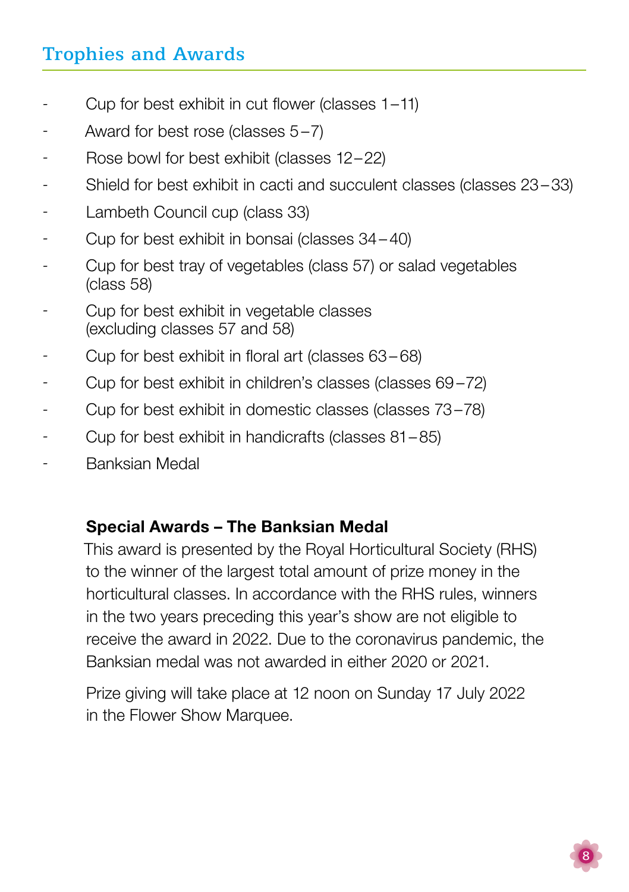## Trophies and Awards

- Cup for best exhibit in cut flower (classes 1–11)
- Award for best rose (classes 5–7)
- Rose bowl for best exhibit (classes 12–22)
- Shield for best exhibit in cacti and succulent classes (classes 23–33)
- Lambeth Council cup (class 33)
- Cup for best exhibit in bonsai (classes 34–40)
- Cup for best tray of vegetables (class 57) or salad vegetables (class 58)
- Cup for best exhibit in vegetable classes (excluding classes 57 and 58)
- Cup for best exhibit in floral art (classes 63–68)
- Cup for best exhibit in children's classes (classes 69–72)
- Cup for best exhibit in domestic classes (classes 73–78)
- Cup for best exhibit in handicrafts (classes 81–85)
- Banksian Medal

**Special Awards – The Banksian Medal**

This award is presented by the Royal Horticultural Society (RHS) to the winner of the largest total amount of prize money in the horticultural classes. In accordance with the RHS rules, winners in the two years preceding this year's show are not eligible to receive the award in 2022. Due to the coronavirus pandemic, the Banksian medal was not awarded in either 2020 or 2021.

Prize giving will take place at 12 noon on Sunday 17 July 2022 in the Flower Show Marquee.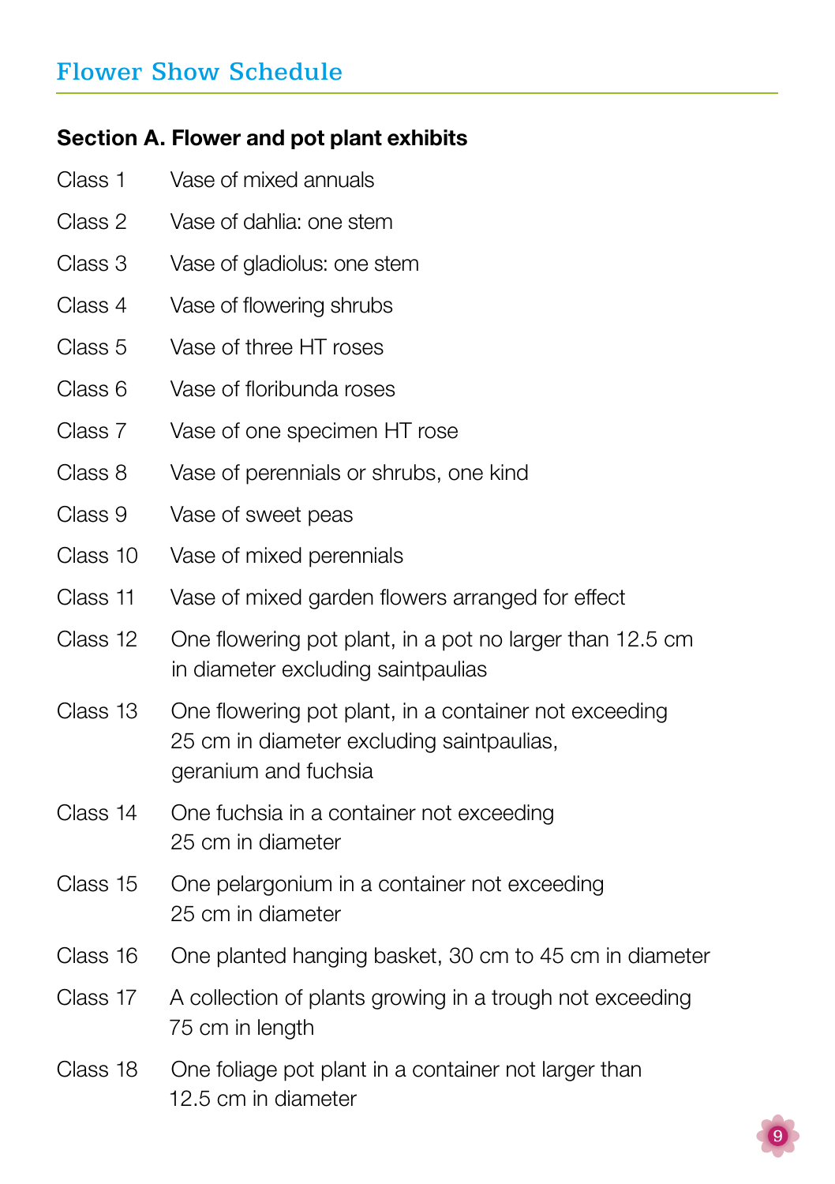## Flower Show Schedule

### Section A. Flower and pot plant exhibits

| | |
|---|---|
| Class 1 | Vase of mixed annuals |
| Class 2 | Vase of dahlia: one stem |
| Class 3 | Vase of gladiolus: one stem |
| Class 4 | Vase of flowering shrubs |
| Class 5 | Vase of three HT roses |
| Class 6 | Vase of floribunda roses |
| Class 7 | Vase of one specimen HT rose |
| Class 8 | Vase of perennials or shrubs, one kind |
| Class 9 | Vase of sweet peas |
| Class 10 | Vase of mixed perennials |
| Class 11 | Vase of mixed garden flowers arranged for effect |
| Class 12 | One flowering pot plant, in a pot no larger than 12.5 cm in diameter excluding saintpaulias |
| Class 13 | One flowering pot plant, in a container not exceeding 25 cm in diameter excluding saintpaulias, geranium and fuchsia |
| Class 14 | One fuchsia in a container not exceeding 25 cm in diameter |
| Class 15 | One pelargonium in a container not exceeding 25 cm in diameter |
| Class 16 | One planted hanging basket, 30 cm to 45 cm in diameter |
| Class 17 | A collection of plants growing in a trough not exceeding 75 cm in length |
| Class 18 | One foliage pot plant in a container not larger than 12.5 cm in diameter |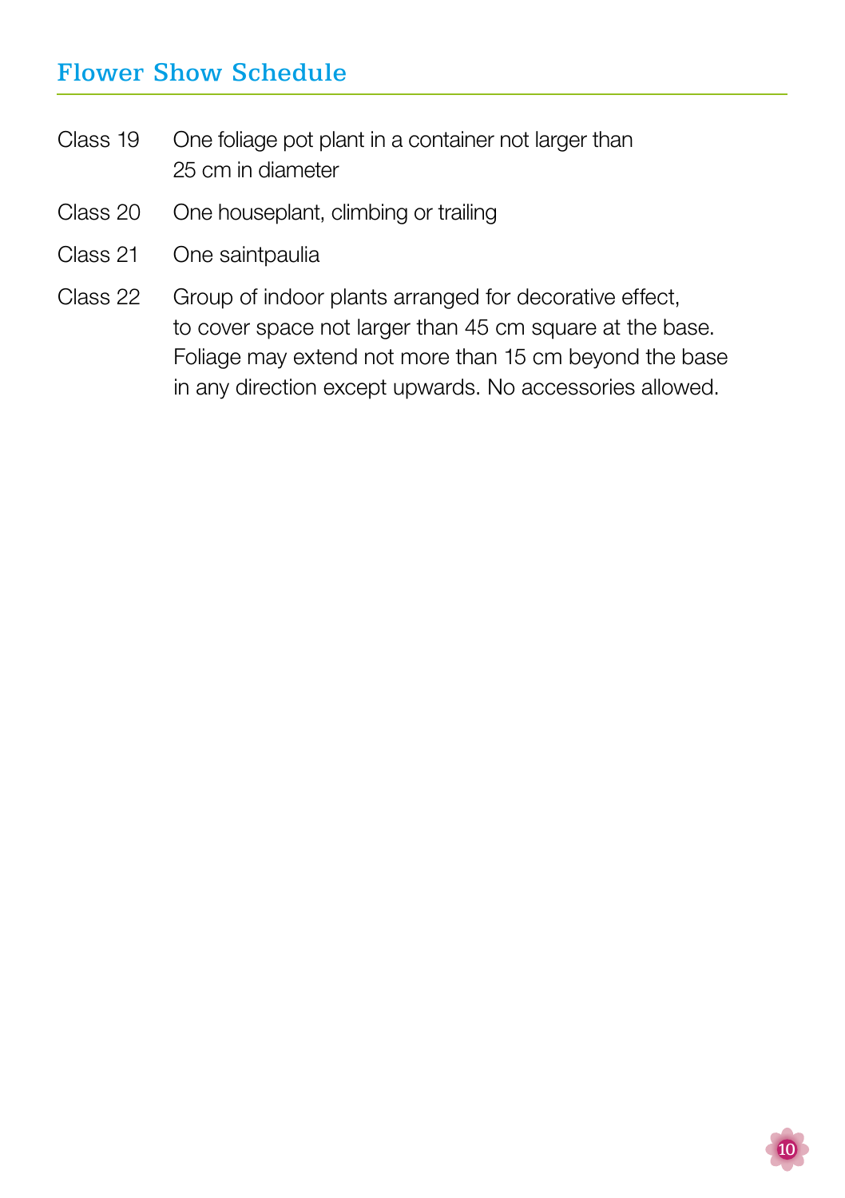## Flower Show Schedule

Class 19 One foliage pot plant in a container not larger than 25 cm in diameter

Class 20 One houseplant, climbing or trailing

Class 21 One saintpaulia

Class 22 Group of indoor plants arranged for decorative effect, to cover space not larger than 45 cm square at the base. Foliage may extend not more than 15 cm beyond the base in any direction except upwards. No accessories allowed.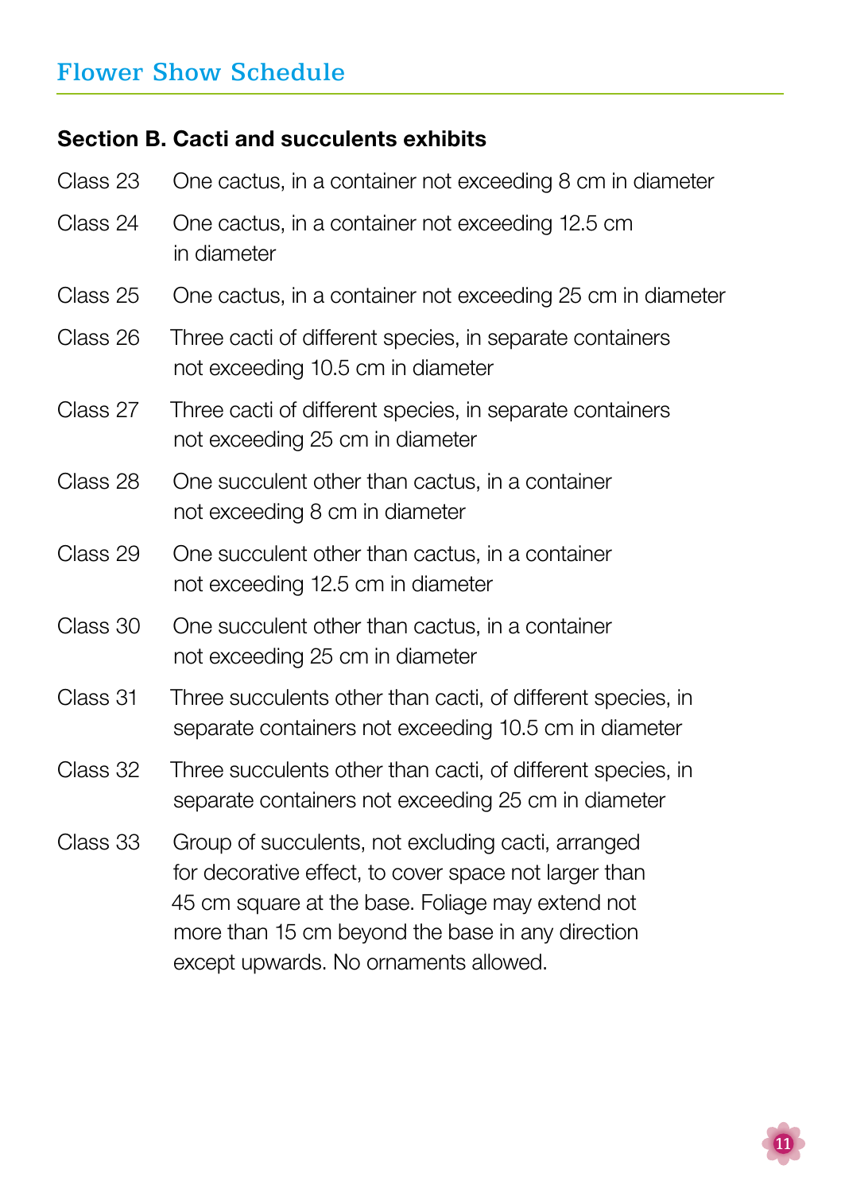## Section B. Cacti and succulents exhibits

Class 23 One cactus, in a container not exceeding 8 cm in diameter

Class 24 One cactus, in a container not exceeding 12.5 cm in diameter

Class 25 One cactus, in a container not exceeding 25 cm in diameter

Class 26 Three cacti of different species, in separate containers not exceeding 10.5 cm in diameter

Class 27 Three cacti of different species, in separate containers not exceeding 25 cm in diameter

Class 28 One succulent other than cactus, in a container not exceeding 8 cm in diameter

Class 29 One succulent other than cactus, in a container not exceeding 12.5 cm in diameter

Class 30 One succulent other than cactus, in a container not exceeding 25 cm in diameter

Class 31 Three succulents other than cacti, of different species, in separate containers not exceeding 10.5 cm in diameter

Class 32 Three succulents other than cacti, of different species, in separate containers not exceeding 25 cm in diameter

Class 33 Group of succulents, not excluding cacti, arranged for decorative effect, to cover space not larger than 45 cm square at the base. Foliage may extend not more than 15 cm beyond the base in any direction except upwards. No ornaments allowed.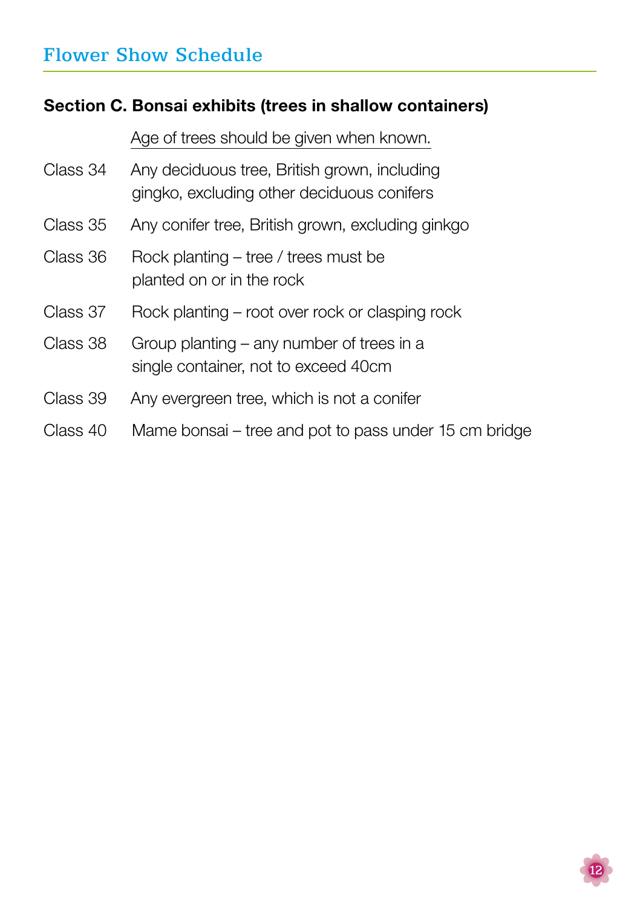## Flower Show Schedule

### Section C. Bonsai exhibits (trees in shallow containers)

Age of trees should be given when known.

Class 34 Any deciduous tree, British grown, including gingko, excluding other deciduous conifers

Class 35 Any conifer tree, British grown, excluding ginkgo

Class 36 Rock planting – tree / trees must be planted on or in the rock

Class 37 Rock planting – root over rock or clasping rock

Class 38 Group planting – any number of trees in a single container, not to exceed 40cm

Class 39 Any evergreen tree, which is not a conifer

Class 40 Mame bonsai – tree and pot to pass under 15 cm bridge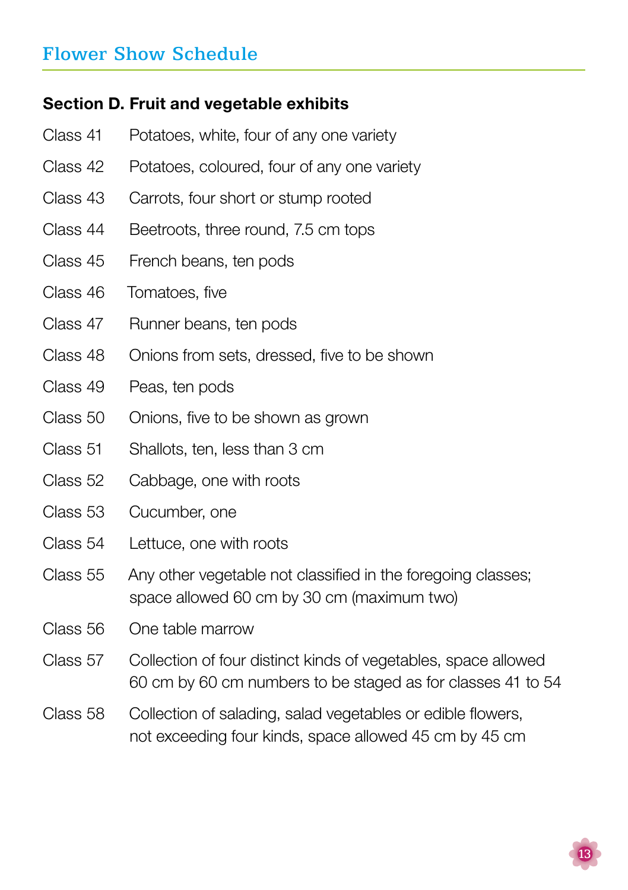## Flower Show Schedule

### Section D. Fruit and vegetable exhibits

| | |
|---|---|
| Class 41 | Potatoes, white, four of any one variety |
| Class 42 | Potatoes, coloured, four of any one variety |
| Class 43 | Carrots, four short or stump rooted |
| Class 44 | Beetroots, three round, 7.5 cm tops |
| Class 45 | French beans, ten pods |
| Class 46 | Tomatoes, five |
| Class 47 | Runner beans, ten pods |
| Class 48 | Onions from sets, dressed, five to be shown |
| Class 49 | Peas, ten pods |
| Class 50 | Onions, five to be shown as grown |
| Class 51 | Shallots, ten, less than 3 cm |
| Class 52 | Cabbage, one with roots |
| Class 53 | Cucumber, one |
| Class 54 | Lettuce, one with roots |
| Class 55 | Any other vegetable not classified in the foregoing classes; space allowed 60 cm by 30 cm (maximum two) |
| Class 56 | One table marrow |
| Class 57 | Collection of four distinct kinds of vegetables, space allowed 60 cm by 60 cm numbers to be staged as for classes 41 to 54 |
| Class 58 | Collection of salading, salad vegetables or edible flowers, not exceeding four kinds, space allowed 45 cm by 45 cm |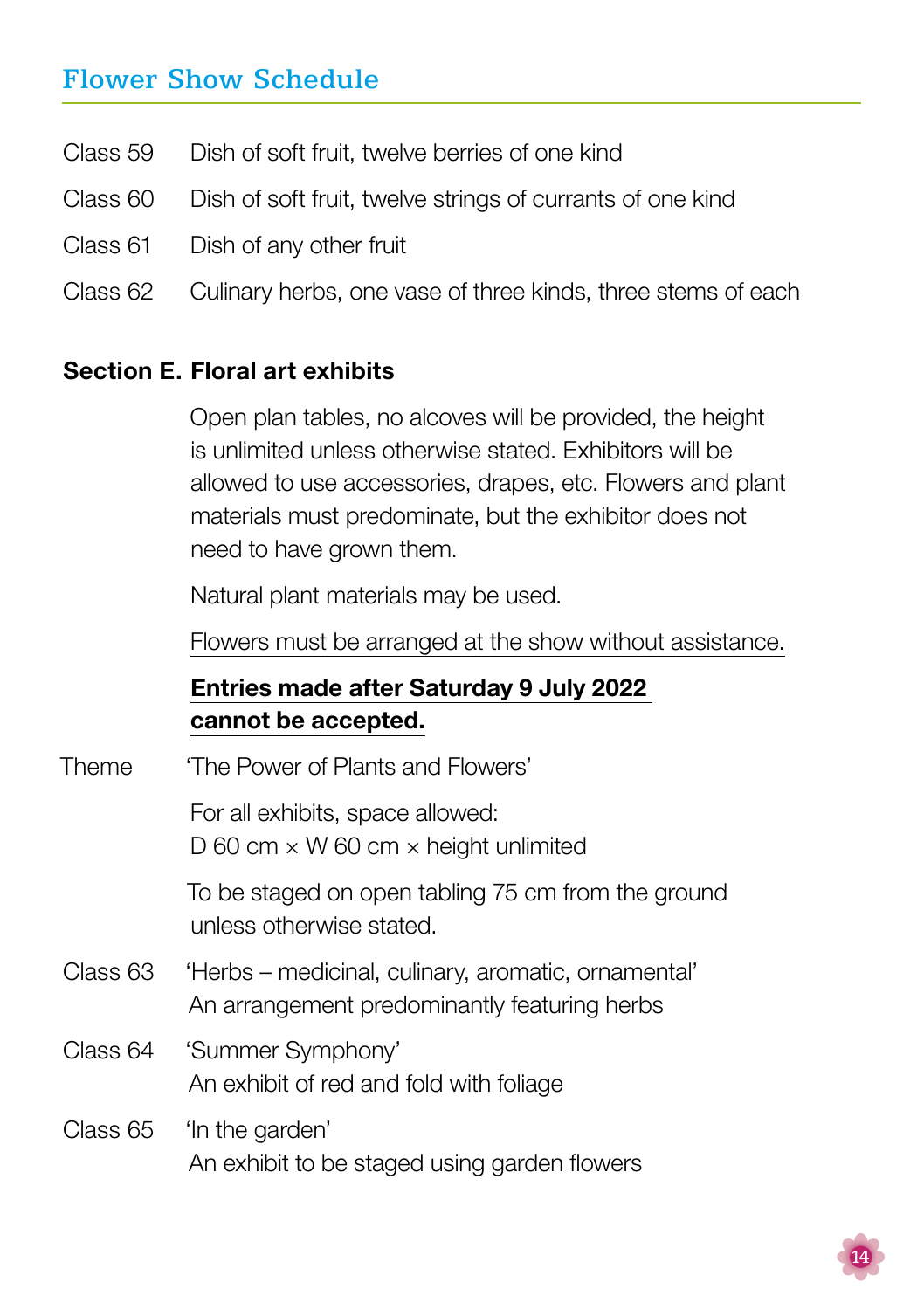## Flower Show Schedule

Class 59 Dish of soft fruit, twelve berries of one kind

Class 60 Dish of soft fruit, twelve strings of currants of one kind

Class 61 Dish of any other fruit

Class 62 Culinary herbs, one vase of three kinds, three stems of each

### Section E. Floral art exhibits

Open plan tables, no alcoves will be provided, the height is unlimited unless otherwise stated. Exhibitors will be allowed to use accessories, drapes, etc. Flowers and plant materials must predominate, but the exhibitor does not need to have grown them.

Natural plant materials may be used.

Flowers must be arranged at the show without assistance.

**Entries made after Saturday 9 July 2022 cannot be accepted.**

Theme 'The Power of Plants and Flowers'

For all exhibits, space allowed:
D 60 cm × W 60 cm × height unlimited

To be staged on open tabling 75 cm from the ground unless otherwise stated.

Class 63 'Herbs – medicinal, culinary, aromatic, ornamental'
An arrangement predominantly featuring herbs

Class 64 'Summer Symphony'
An exhibit of red and fold with foliage

Class 65 'In the garden'
An exhibit to be staged using garden flowers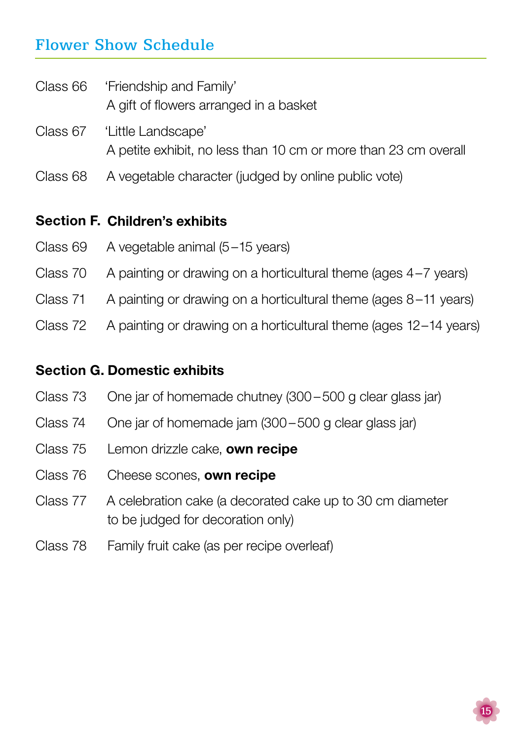## Flower Show Schedule

Class 66 'Friendship and Family'
A gift of flowers arranged in a basket

Class 67 'Little Landscape'
A petite exhibit, no less than 10 cm or more than 23 cm overall

Class 68 A vegetable character (judged by online public vote)

### Section F. Children's exhibits

Class 69 A vegetable animal (5–15 years)

Class 70 A painting or drawing on a horticultural theme (ages 4–7 years)

Class 71 A painting or drawing on a horticultural theme (ages 8–11 years)

Class 72 A painting or drawing on a horticultural theme (ages 12–14 years)

### Section G. Domestic exhibits

Class 73 One jar of homemade chutney (300–500 g clear glass jar)

Class 74 One jar of homemade jam (300–500 g clear glass jar)

Class 75 Lemon drizzle cake, **own recipe**

Class 76 Cheese scones, **own recipe**

Class 77 A celebration cake (a decorated cake up to 30 cm diameter to be judged for decoration only)

Class 78 Family fruit cake (as per recipe overleaf)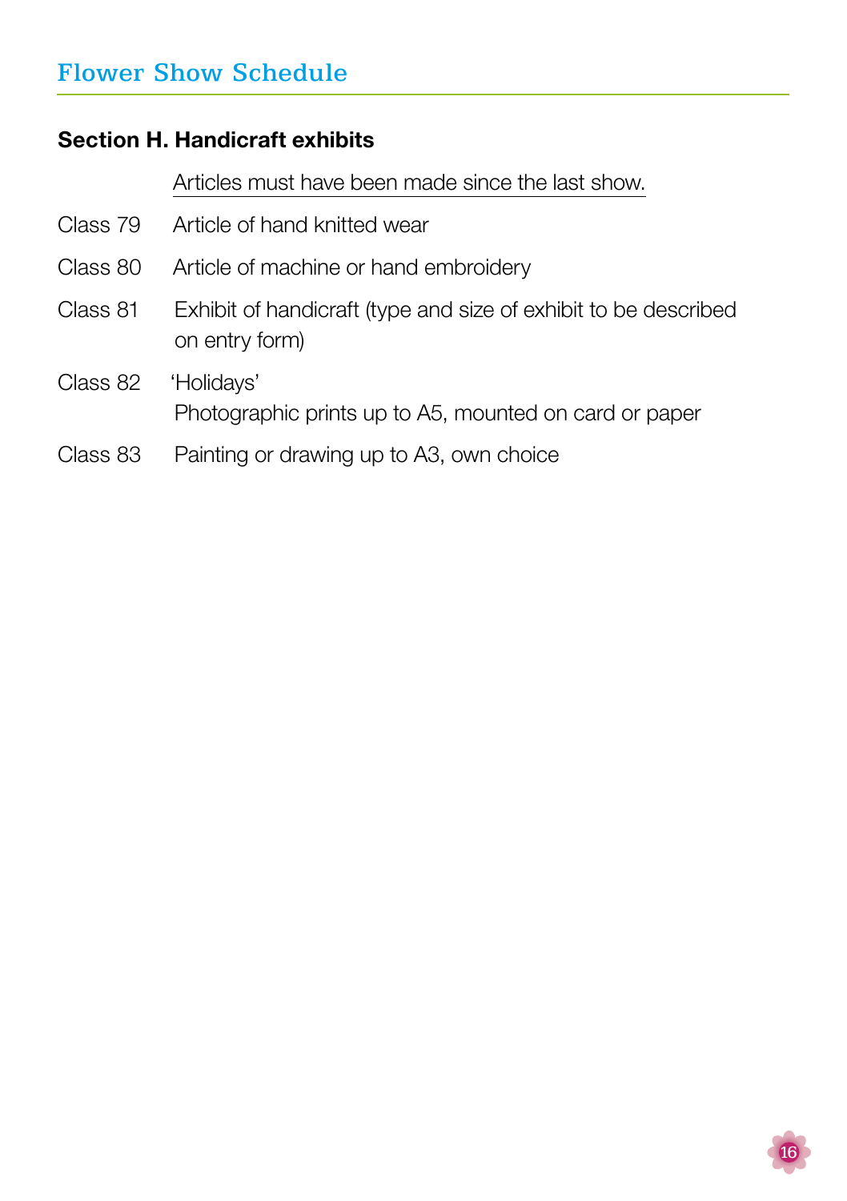## Section H. Handicraft exhibits

Articles must have been made since the last show.

Class 79 Article of hand knitted wear

Class 80 Article of machine or hand embroidery

Class 81 Exhibit of handicraft (type and size of exhibit to be described on entry form)

Class 82 'Holidays'
Photographic prints up to A5, mounted on card or paper

Class 83 Painting or drawing up to A3, own choice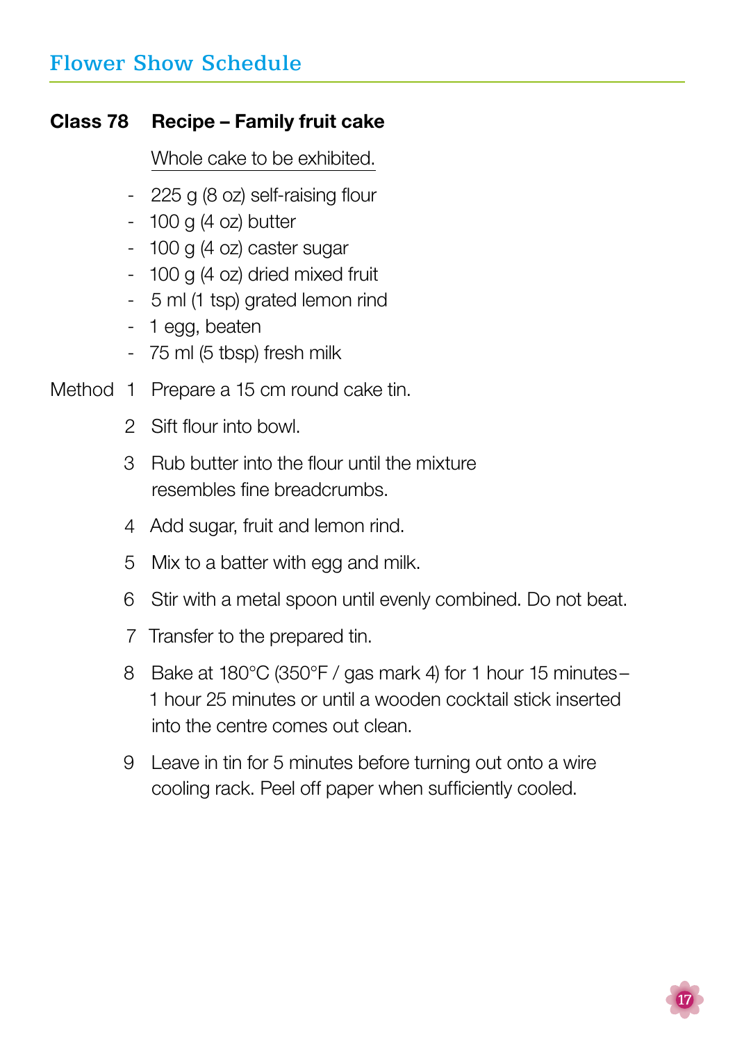## Class 78 Recipe – Family fruit cake

Whole cake to be exhibited.

- 225 g (8 oz) self-raising flour
- 100 g (4 oz) butter
- 100 g (4 oz) caster sugar
- 100 g (4 oz) dried mixed fruit
- 5 ml (1 tsp) grated lemon rind
- 1 egg, beaten
- 75 ml (5 tbsp) fresh milk

Method

1. Prepare a 15 cm round cake tin.
2. Sift flour into bowl.
3. Rub butter into the flour until the mixture resembles fine breadcrumbs.
4. Add sugar, fruit and lemon rind.
5. Mix to a batter with egg and milk.
6. Stir with a metal spoon until evenly combined. Do not beat.
7. Transfer to the prepared tin.
8. Bake at 180°C (350°F / gas mark 4) for 1 hour 15 minutes – 1 hour 25 minutes or until a wooden cocktail stick inserted into the centre comes out clean.
9. Leave in tin for 5 minutes before turning out onto a wire cooling rack. Peel off paper when sufficiently cooled.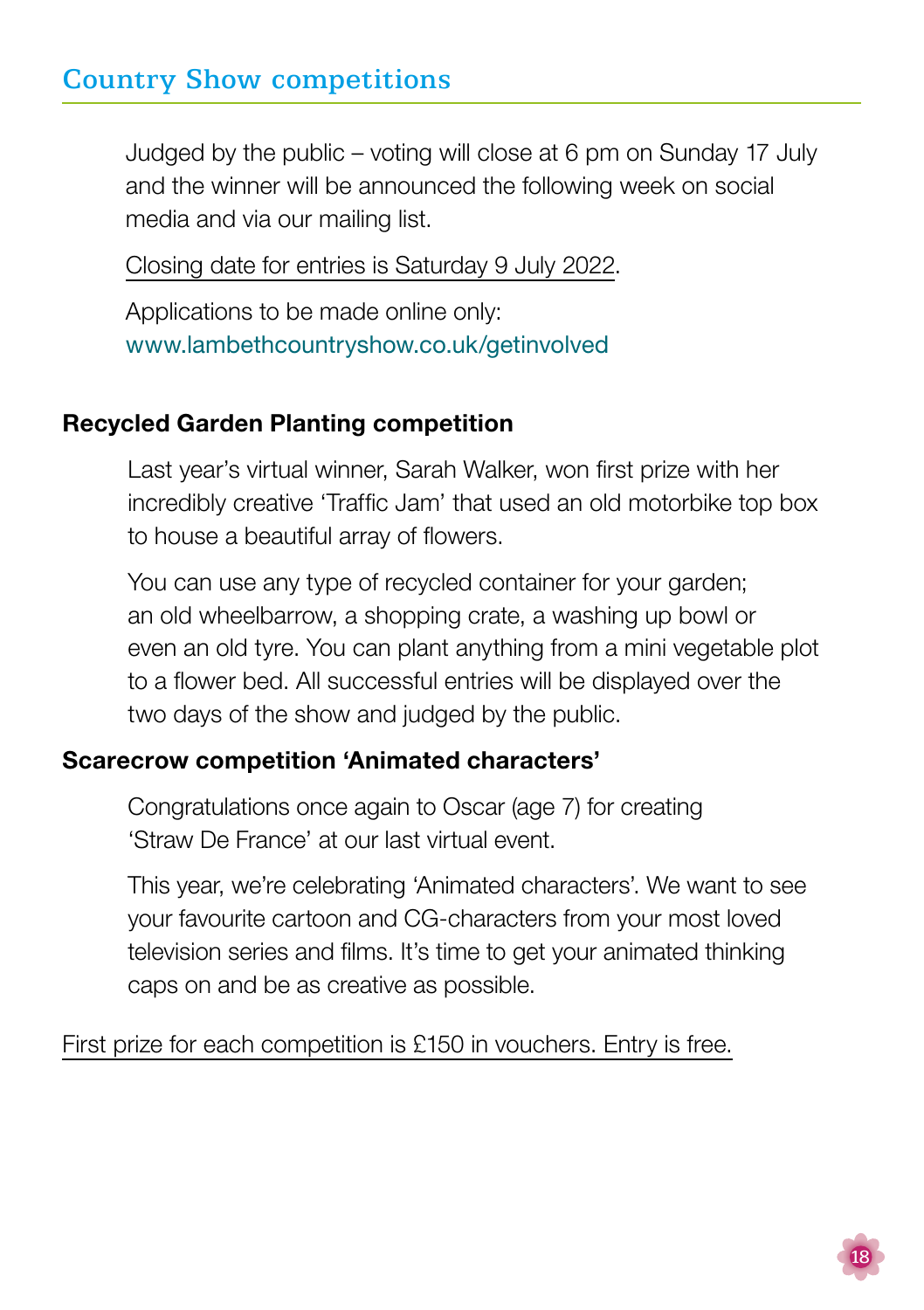## Country Show competitions

Judged by the public – voting will close at 6 pm on Sunday 17 July and the winner will be announced the following week on social media and via our mailing list.

Closing date for entries is Saturday 9 July 2022.

Applications to be made online only:
www.lambethcountryshow.co.uk/getinvolved

### Recycled Garden Planting competition

Last year's virtual winner, Sarah Walker, won first prize with her incredibly creative 'Traffic Jam' that used an old motorbike top box to house a beautiful array of flowers.

You can use any type of recycled container for your garden; an old wheelbarrow, a shopping crate, a washing up bowl or even an old tyre. You can plant anything from a mini vegetable plot to a flower bed. All successful entries will be displayed over the two days of the show and judged by the public.

### Scarecrow competition 'Animated characters'

Congratulations once again to Oscar (age 7) for creating 'Straw De France' at our last virtual event.

This year, we're celebrating 'Animated characters'. We want to see your favourite cartoon and CG-characters from your most loved television series and films. It's time to get your animated thinking caps on and be as creative as possible.

First prize for each competition is £150 in vouchers. Entry is free.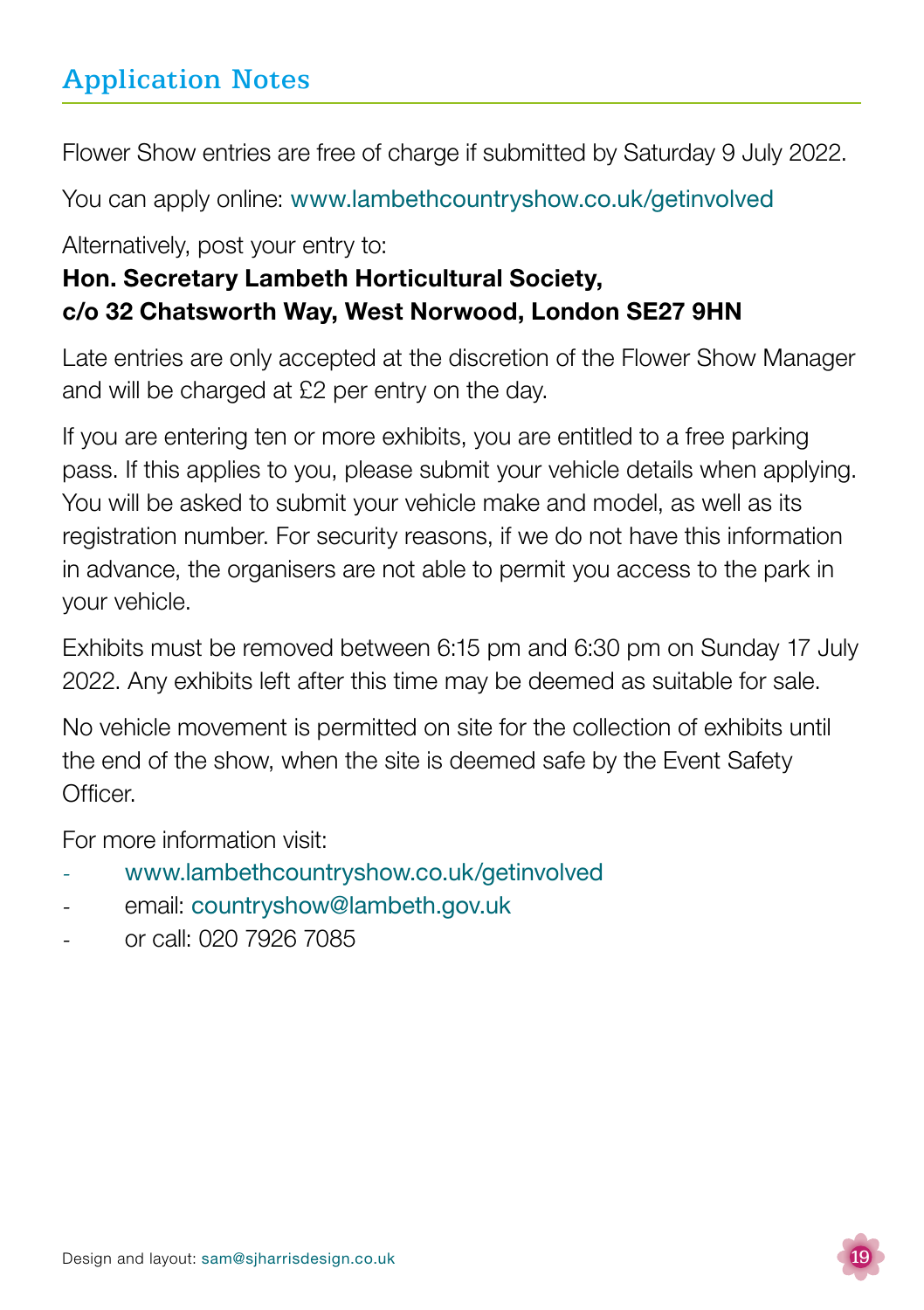## Application Notes

Flower Show entries are free of charge if submitted by Saturday 9 July 2022.

You can apply online: www.lambethcountryshow.co.uk/getinvolved

Alternatively, post your entry to:
**Hon. Secretary Lambeth Horticultural Society,**
**c/o 32 Chatsworth Way, West Norwood, London SE27 9HN**

Late entries are only accepted at the discretion of the Flower Show Manager and will be charged at £2 per entry on the day.

If you are entering ten or more exhibits, you are entitled to a free parking pass. If this applies to you, please submit your vehicle details when applying. You will be asked to submit your vehicle make and model, as well as its registration number. For security reasons, if we do not have this information in advance, the organisers are not able to permit you access to the park in your vehicle.

Exhibits must be removed between 6:15 pm and 6:30 pm on Sunday 17 July 2022. Any exhibits left after this time may be deemed as suitable for sale.

No vehicle movement is permitted on site for the collection of exhibits until the end of the show, when the site is deemed safe by the Event Safety Officer.

For more information visit:

- www.lambethcountryshow.co.uk/getinvolved
- email: countryshow@lambeth.gov.uk
- or call: 020 7926 7085

Design and layout: sam@sjharrisdesign.co.uk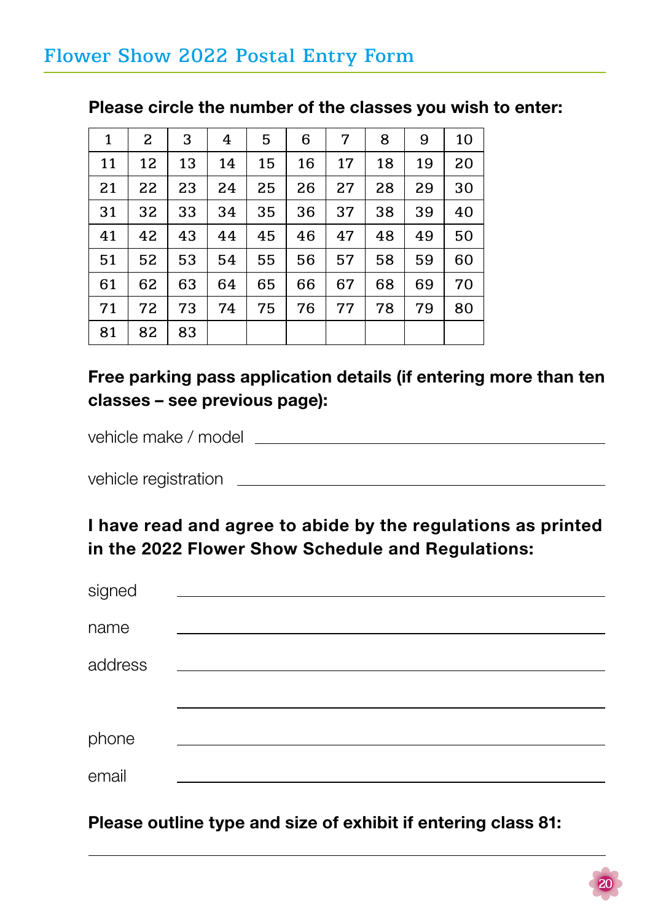## Flower Show 2022 Postal Entry Form

**Please circle the number of the classes you wish to enter:**

| 1 | 2 | 3 | 4 | 5 | 6 | 7 | 8 | 9 | 10 |
|---|---|---|---|---|---|---|---|---|---|
| 11 | 12 | 13 | 14 | 15 | 16 | 17 | 18 | 19 | 20 |
| 21 | 22 | 23 | 24 | 25 | 26 | 27 | 28 | 29 | 30 |
| 31 | 32 | 33 | 34 | 35 | 36 | 37 | 38 | 39 | 40 |
| 41 | 42 | 43 | 44 | 45 | 46 | 47 | 48 | 49 | 50 |
| 51 | 52 | 53 | 54 | 55 | 56 | 57 | 58 | 59 | 60 |
| 61 | 62 | 63 | 64 | 65 | 66 | 67 | 68 | 69 | 70 |
| 71 | 72 | 73 | 74 | 75 | 76 | 77 | 78 | 79 | 80 |
| 81 | 82 | 83 | | | | | | | |

**Free parking pass application details (if entering more than ten classes – see previous page):**

vehicle make / model ____________________

vehicle registration ____________________

**I have read and agree to abide by the regulations as printed in the 2022 Flower Show Schedule and Regulations:**

signed ____________________

name ____________________

address ____________________

____________________

phone ____________________

email ____________________

**Please outline type and size of exhibit if entering class 81:**

____________________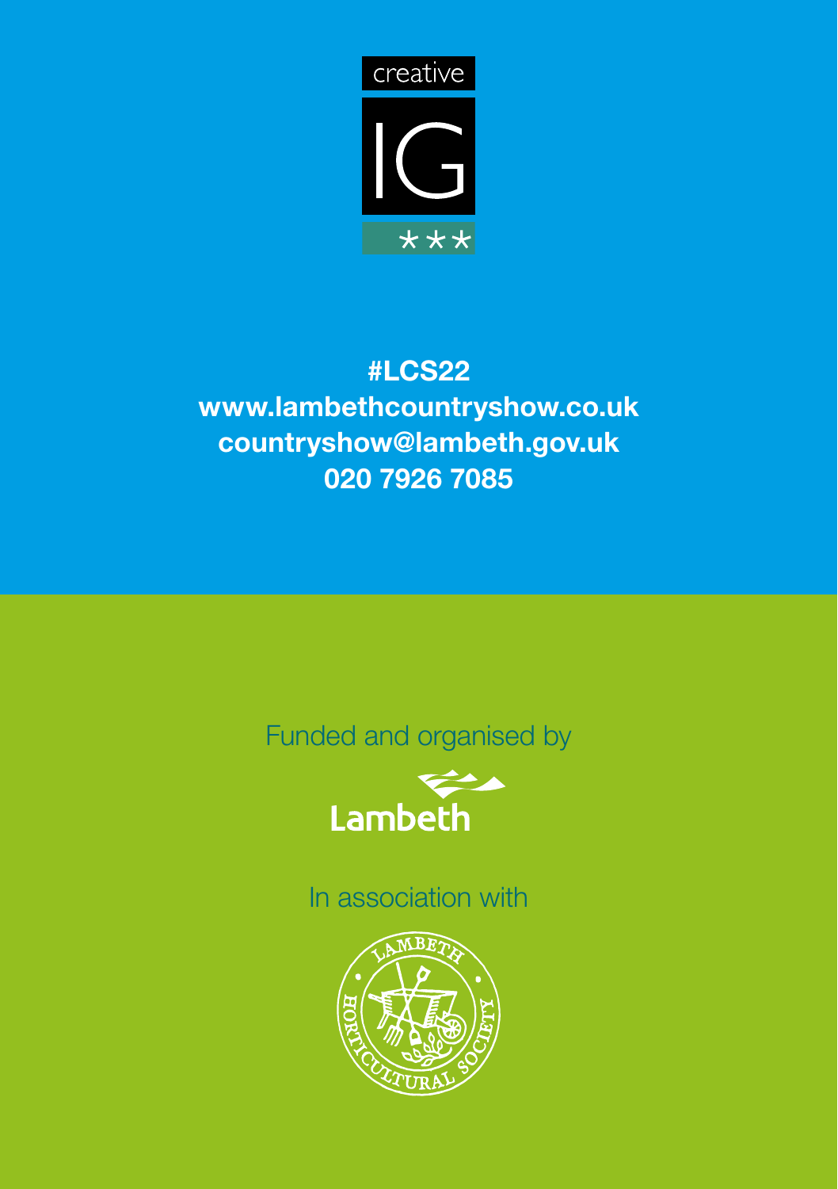creative

IG

\*\*\*

**#LCS22**
**www.lambethcountryshow.co.uk**
**countryshow@lambeth.gov.uk**
**020 7926 7085**

Funded and organised by

Lambeth

In association with

LAMBETH HORTICULTURAL SOCIETY